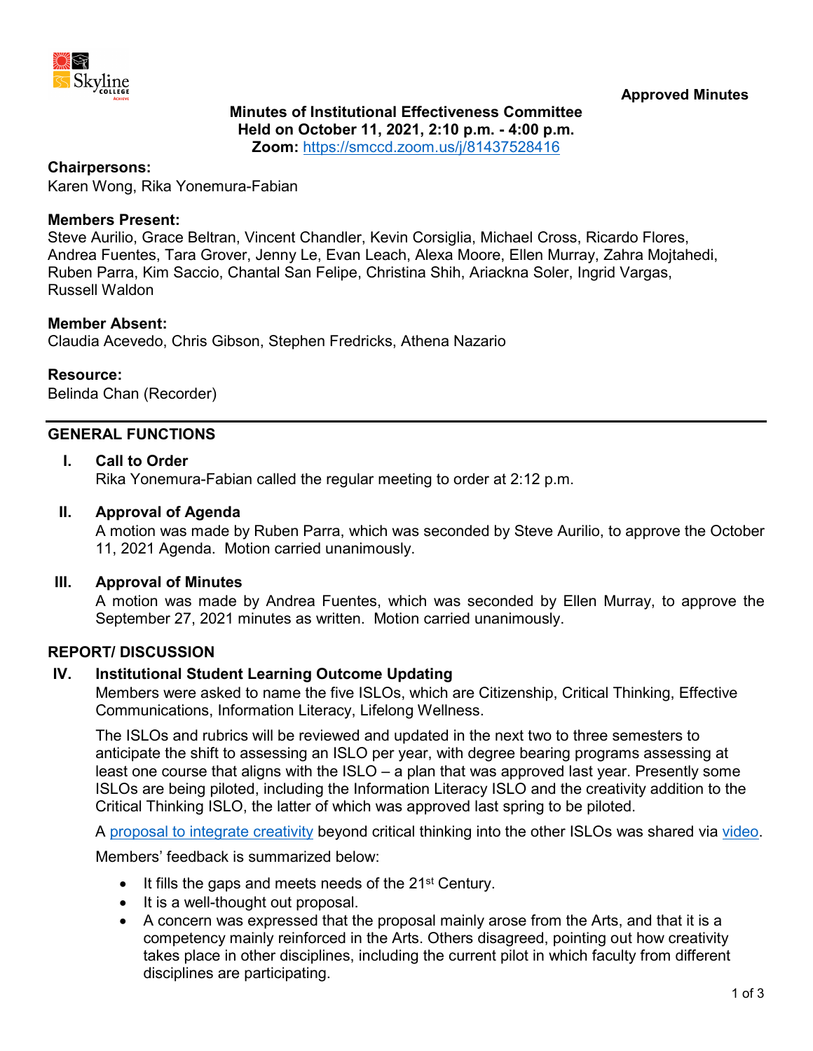**Approved Minutes**

**Minutes of Institutional Effectiveness Committee**
**Held on October 11, 2021, 2:10 p.m. - 4:00 p.m.**
**Zoom:** https://smccd.zoom.us/j/81437528416

**Chairpersons:**
Karen Wong, Rika Yonemura-Fabian

**Members Present:**
Steve Aurilio, Grace Beltran, Vincent Chandler, Kevin Corsiglia, Michael Cross, Ricardo Flores, Andrea Fuentes, Tara Grover, Jenny Le, Evan Leach, Alexa Moore, Ellen Murray, Zahra Mojtahedi, Ruben Parra, Kim Saccio, Chantal San Felipe, Christina Shih, Ariackna Soler, Ingrid Vargas, Russell Waldon

**Member Absent:**
Claudia Acevedo, Chris Gibson, Stephen Fredricks, Athena Nazario

**Resource:**
Belinda Chan (Recorder)

## GENERAL FUNCTIONS

### I. Call to Order

Rika Yonemura-Fabian called the regular meeting to order at 2:12 p.m.

### II. Approval of Agenda

A motion was made by Ruben Parra, which was seconded by Steve Aurilio, to approve the October 11, 2021 Agenda. Motion carried unanimously.

### III. Approval of Minutes

A motion was made by Andrea Fuentes, which was seconded by Ellen Murray, to approve the September 27, 2021 minutes as written. Motion carried unanimously.

## REPORT/ DISCUSSION

### IV. Institutional Student Learning Outcome Updating

Members were asked to name the five ISLOs, which are Citizenship, Critical Thinking, Effective Communications, Information Literacy, Lifelong Wellness.

The ISLOs and rubrics will be reviewed and updated in the next two to three semesters to anticipate the shift to assessing an ISLO per year, with degree bearing programs assessing at least one course that aligns with the ISLO – a plan that was approved last year. Presently some ISLOs are being piloted, including the Information Literacy ISLO and the creativity addition to the Critical Thinking ISLO, the latter of which was approved last spring to be piloted.

A proposal to integrate creativity beyond critical thinking into the other ISLOs was shared via video.

Members' feedback is summarized below:

- It fills the gaps and meets needs of the 21st Century.
- It is a well-thought out proposal.
- A concern was expressed that the proposal mainly arose from the Arts, and that it is a competency mainly reinforced in the Arts. Others disagreed, pointing out how creativity takes place in other disciplines, including the current pilot in which faculty from different disciplines are participating.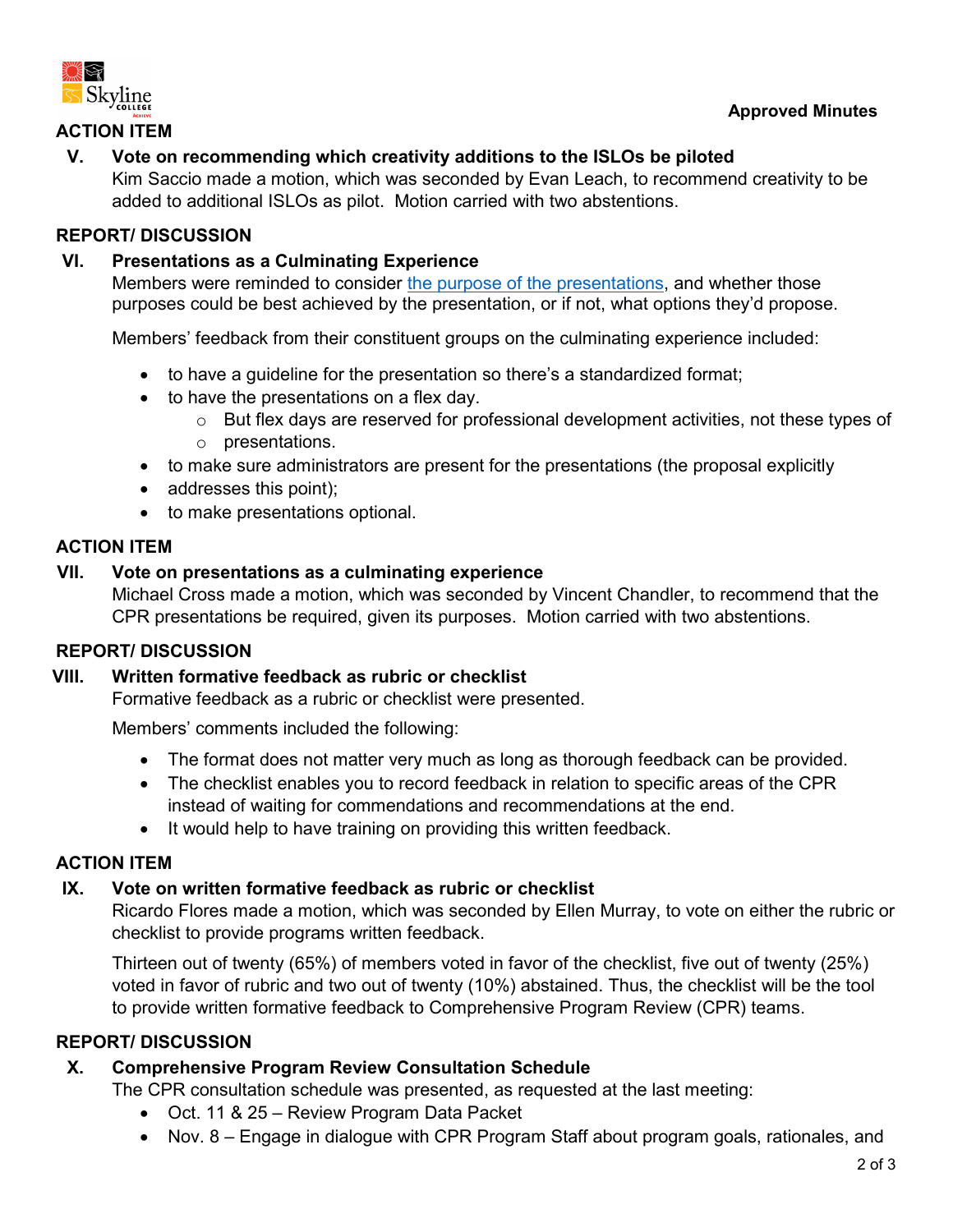Approved Minutes

## ACTION ITEM

### V. Vote on recommending which creativity additions to the ISLOs be piloted

Kim Saccio made a motion, which was seconded by Evan Leach, to recommend creativity to be added to additional ISLOs as pilot. Motion carried with two abstentions.

## REPORT/ DISCUSSION

### VI. Presentations as a Culminating Experience

Members were reminded to consider the purpose of the presentations, and whether those purposes could be best achieved by the presentation, or if not, what options they'd propose.

Members' feedback from their constituent groups on the culminating experience included:

- to have a guideline for the presentation so there's a standardized format;
- to have the presentations on a flex day.
  - But flex days are reserved for professional development activities, not these types of
  - presentations.
- to make sure administrators are present for the presentations (the proposal explicitly
- addresses this point);
- to make presentations optional.

## ACTION ITEM

### VII. Vote on presentations as a culminating experience

Michael Cross made a motion, which was seconded by Vincent Chandler, to recommend that the CPR presentations be required, given its purposes. Motion carried with two abstentions.

## REPORT/ DISCUSSION

### VIII. Written formative feedback as rubric or checklist

Formative feedback as a rubric or checklist were presented.

Members' comments included the following:

- The format does not matter very much as long as thorough feedback can be provided.
- The checklist enables you to record feedback in relation to specific areas of the CPR instead of waiting for commendations and recommendations at the end.
- It would help to have training on providing this written feedback.

## ACTION ITEM

### IX. Vote on written formative feedback as rubric or checklist

Ricardo Flores made a motion, which was seconded by Ellen Murray, to vote on either the rubric or checklist to provide programs written feedback.

Thirteen out of twenty (65%) of members voted in favor of the checklist, five out of twenty (25%) voted in favor of rubric and two out of twenty (10%) abstained. Thus, the checklist will be the tool to provide written formative feedback to Comprehensive Program Review (CPR) teams.

## REPORT/ DISCUSSION

### X. Comprehensive Program Review Consultation Schedule

The CPR consultation schedule was presented, as requested at the last meeting:

- Oct. 11 & 25 – Review Program Data Packet
- Nov. 8 – Engage in dialogue with CPR Program Staff about program goals, rationales, and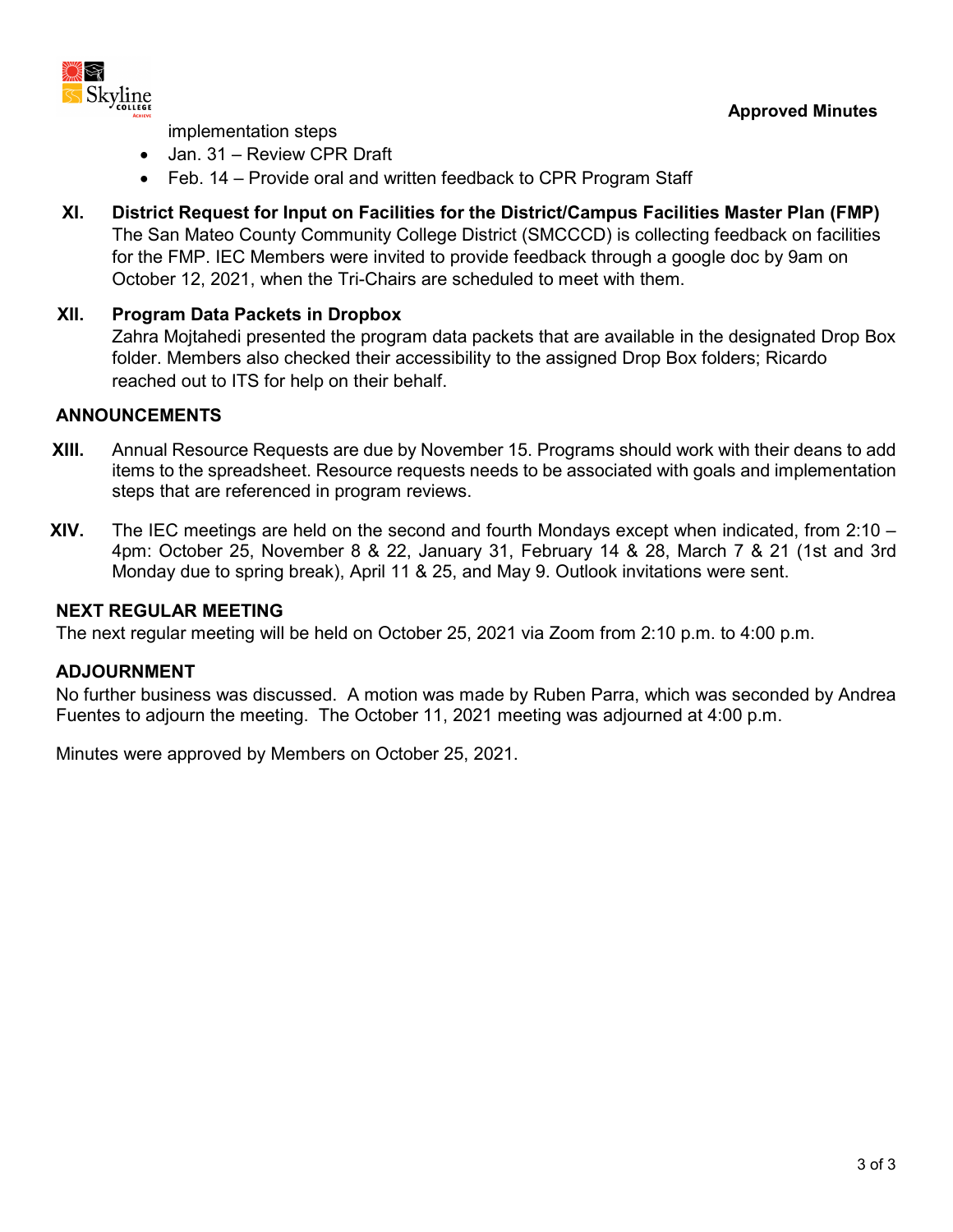**Approved Minutes**

implementation steps

- Jan. 31 – Review CPR Draft
- Feb. 14 – Provide oral and written feedback to CPR Program Staff

**XI. District Request for Input on Facilities for the District/Campus Facilities Master Plan (FMP)**
The San Mateo County Community College District (SMCCCD) is collecting feedback on facilities for the FMP. IEC Members were invited to provide feedback through a google doc by 9am on October 12, 2021, when the Tri-Chairs are scheduled to meet with them.

**XII. Program Data Packets in Dropbox**
Zahra Mojtahedi presented the program data packets that are available in the designated Drop Box folder. Members also checked their accessibility to the assigned Drop Box folders; Ricardo reached out to ITS for help on their behalf.

## ANNOUNCEMENTS

**XIII.** Annual Resource Requests are due by November 15. Programs should work with their deans to add items to the spreadsheet. Resource requests needs to be associated with goals and implementation steps that are referenced in program reviews.

**XIV.** The IEC meetings are held on the second and fourth Mondays except when indicated, from 2:10 – 4pm: October 25, November 8 & 22, January 31, February 14 & 28, March 7 & 21 (1st and 3rd Monday due to spring break), April 11 & 25, and May 9. Outlook invitations were sent.

## NEXT REGULAR MEETING

The next regular meeting will be held on October 25, 2021 via Zoom from 2:10 p.m. to 4:00 p.m.

## ADJOURNMENT

No further business was discussed. A motion was made by Ruben Parra, which was seconded by Andrea Fuentes to adjourn the meeting. The October 11, 2021 meeting was adjourned at 4:00 p.m.

Minutes were approved by Members on October 25, 2021.